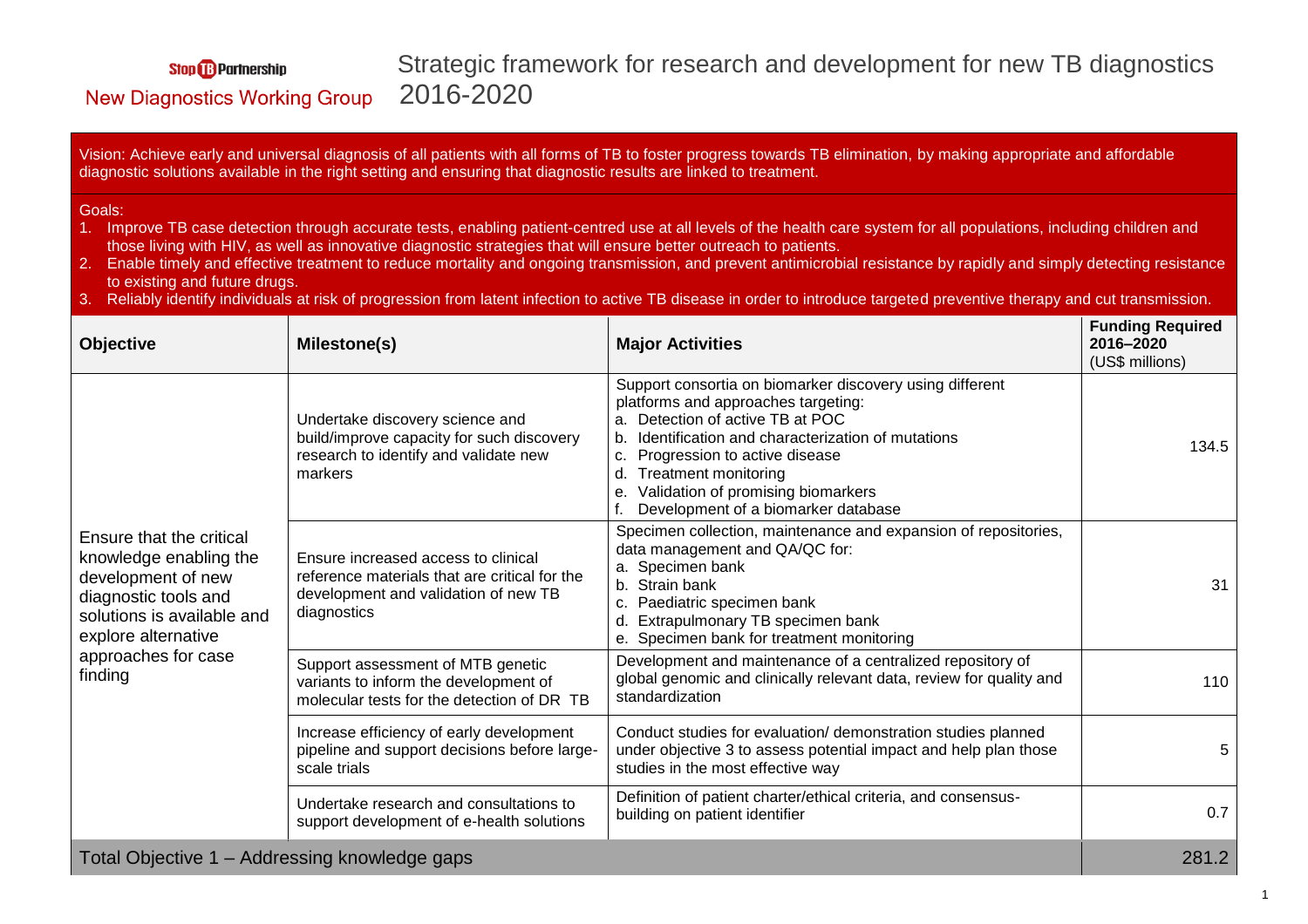Stop TB Partnership

New Diagnostics Working Group

# Strategic framework for research and development for new TB diagnostics 2016-2020

Vision: Achieve early and universal diagnosis of all patients with all forms of TB to foster progress towards TB elimination, by making appropriate and affordable diagnostic solutions available in the right setting and ensuring that diagnostic results are linked to treatment.

Goals:

1. Improve TB case detection through accurate tests, enabling patient-centred use at all levels of the health care system for all populations, including children and those living with HIV, as well as innovative diagnostic strategies that will ensure better outreach to patients.
2. Enable timely and effective treatment to reduce mortality and ongoing transmission, and prevent antimicrobial resistance by rapidly and simply detecting resistance to existing and future drugs.
3. Reliably identify individuals at risk of progression from latent infection to active TB disease in order to introduce targeted preventive therapy and cut transmission.

| Objective | Milestone(s) | Major Activities | Funding Required 2016–2020 (US$ millions) |
|---|---|---|---|
| Ensure that the critical knowledge enabling the development of new diagnostic tools and solutions is available and explore alternative approaches for case finding | Undertake discovery science and build/improve capacity for such discovery research to identify and validate new markers | Support consortia on biomarker discovery using different platforms and approaches targeting:<br>a. Detection of active TB at POC<br>b. Identification and characterization of mutations<br>c. Progression to active disease<br>d. Treatment monitoring<br>e. Validation of promising biomarkers<br>f. Development of a biomarker database | 134.5 |
| | Ensure increased access to clinical reference materials that are critical for the development and validation of new TB diagnostics | Specimen collection, maintenance and expansion of repositories, data management and QA/QC for:<br>a. Specimen bank<br>b. Strain bank<br>c. Paediatric specimen bank<br>d. Extrapulmonary TB specimen bank<br>e. Specimen bank for treatment monitoring | 31 |
| | Support assessment of MTB genetic variants to inform the development of molecular tests for the detection of DR TB | Development and maintenance of a centralized repository of global genomic and clinically relevant data, review for quality and standardization | 110 |
| | Increase efficiency of early development pipeline and support decisions before large-scale trials | Conduct studies for evaluation/ demonstration studies planned under objective 3 to assess potential impact and help plan those studies in the most effective way | 5 |
| | Undertake research and consultations to support development of e-health solutions | Definition of patient charter/ethical criteria, and consensus-building on patient identifier | 0.7 |
| Total Objective 1 – Addressing knowledge gaps | | | 281.2 |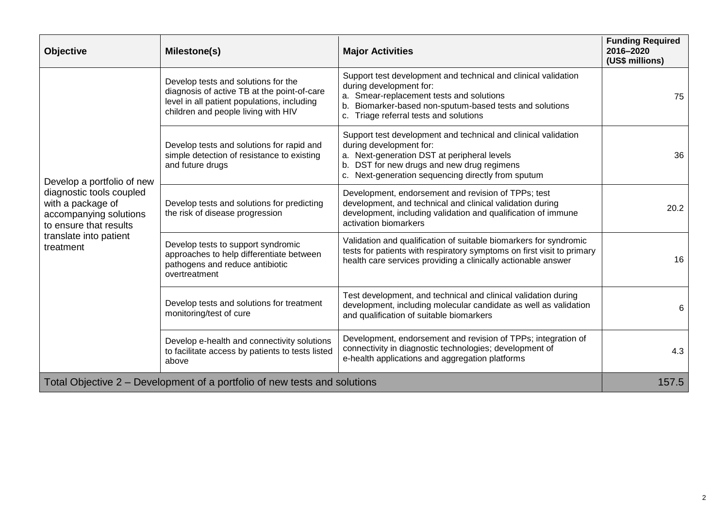| Objective | Milestone(s) | Major Activities | Funding Required 2016–2020 (US$ millions) |
| --- | --- | --- | --- |
| Develop a portfolio of new diagnostic tools coupled with a package of accompanying solutions to ensure that results translate into patient treatment | Develop tests and solutions for the diagnosis of active TB at the point-of-care level in all patient populations, including children and people living with HIV | Support test development and technical and clinical validation during development for:<br>a. Smear-replacement tests and solutions<br>b. Biomarker-based non-sputum-based tests and solutions<br>c. Triage referral tests and solutions | 75 |
| | Develop tests and solutions for rapid and simple detection of resistance to existing and future drugs | Support test development and technical and clinical validation during development for:<br>a. Next-generation DST at peripheral levels<br>b. DST for new drugs and new drug regimens<br>c. Next-generation sequencing directly from sputum | 36 |
| | Develop tests and solutions for predicting the risk of disease progression | Development, endorsement and revision of TPPs; test development, and technical and clinical validation during development, including validation and qualification of immune activation biomarkers | 20.2 |
| | Develop tests to support syndromic approaches to help differentiate between pathogens and reduce antibiotic overtreatment | Validation and qualification of suitable biomarkers for syndromic tests for patients with respiratory symptoms on first visit to primary health care services providing a clinically actionable answer | 16 |
| | Develop tests and solutions for treatment monitoring/test of cure | Test development, and technical and clinical validation during development, including molecular candidate as well as validation and qualification of suitable biomarkers | 6 |
| | Develop e-health and connectivity solutions to facilitate access by patients to tests listed above | Development, endorsement and revision of TPPs; integration of connectivity in diagnostic technologies; development of e-health applications and aggregation platforms | 4.3 |
| Total Objective 2 – Development of a portfolio of new tests and solutions | | | 157.5 |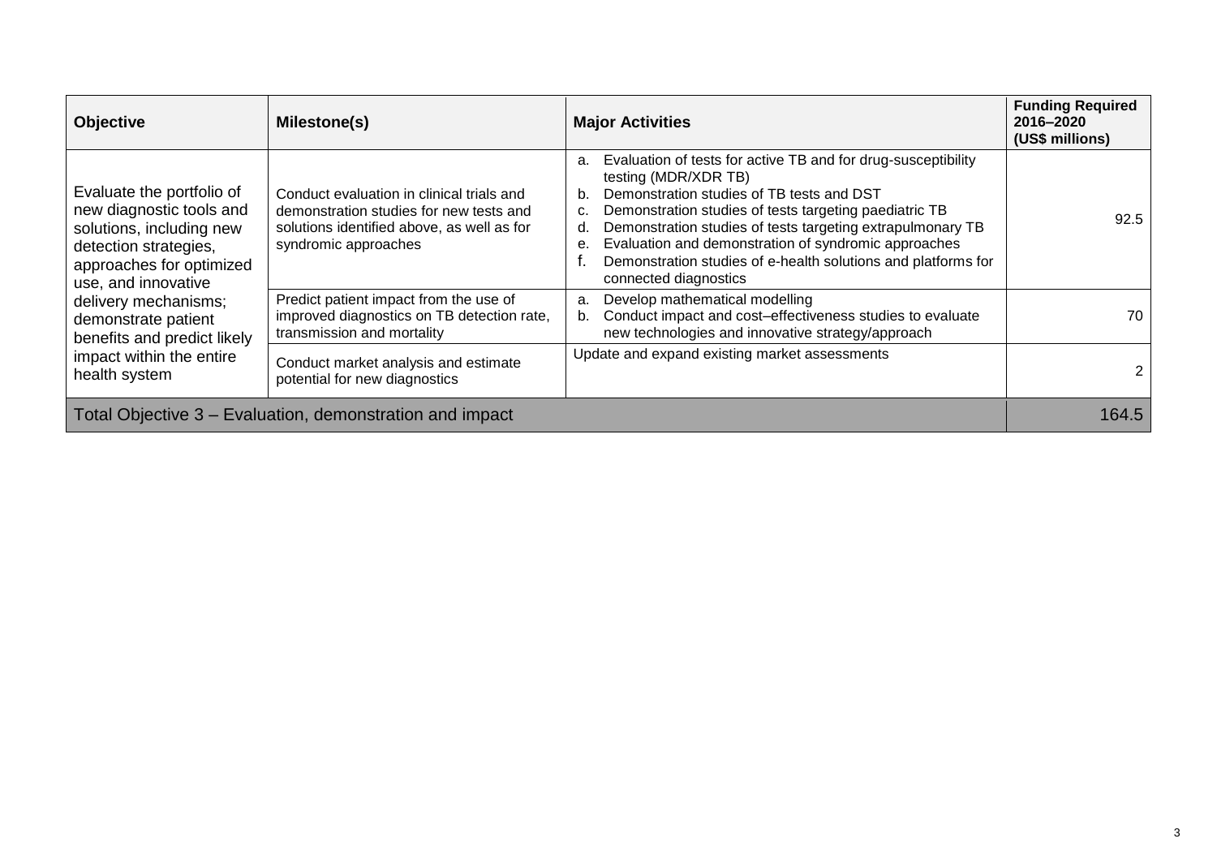| Objective | Milestone(s) | Major Activities | Funding Required 2016–2020 (US$ millions) |
|---|---|---|---|
| Evaluate the portfolio of new diagnostic tools and solutions, including new detection strategies, approaches for optimized use, and innovative delivery mechanisms; demonstrate patient benefits and predict likely impact within the entire health system | Conduct evaluation in clinical trials and demonstration studies for new tests and solutions identified above, as well as for syndromic approaches | a. Evaluation of tests for active TB and for drug-susceptibility testing (MDR/XDR TB)<br>b. Demonstration studies of TB tests and DST<br>c. Demonstration studies of tests targeting paediatric TB<br>d. Demonstration studies of tests targeting extrapulmonary TB<br>e. Evaluation and demonstration of syndromic approaches<br>f. Demonstration studies of e-health solutions and platforms for connected diagnostics | 92.5 |
| | Predict patient impact from the use of improved diagnostics on TB detection rate, transmission and mortality | a. Develop mathematical modelling<br>b. Conduct impact and cost–effectiveness studies to evaluate new technologies and innovative strategy/approach | 70 |
| | Conduct market analysis and estimate potential for new diagnostics | Update and expand existing market assessments | 2 |
| Total Objective 3 – Evaluation, demonstration and impact | | | 164.5 |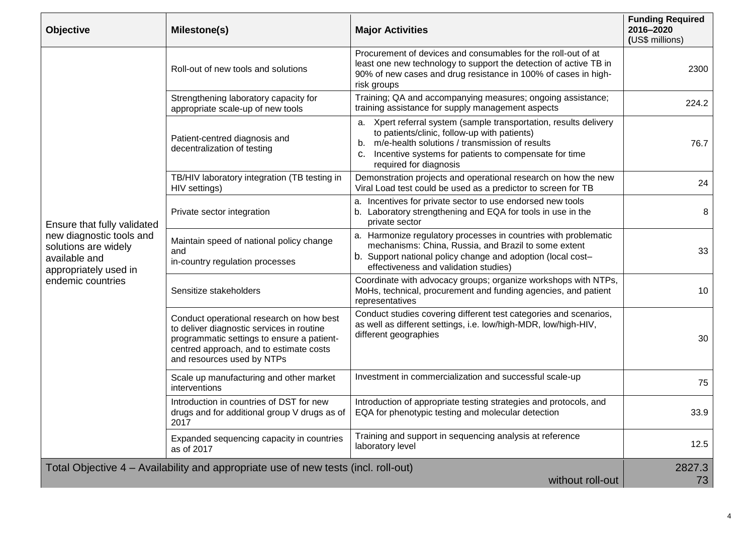| Objective | Milestone(s) | Major Activities | Funding Required 2016–2020 (US$ millions) |
|---|---|---|---|
| Ensure that fully validated new diagnostic tools and solutions are widely available and appropriately used in endemic countries | Roll-out of new tools and solutions | Procurement of devices and consumables for the roll-out of at least one new technology to support the detection of active TB in 90% of new cases and drug resistance in 100% of cases in high-risk groups | 2300 |
| | Strengthening laboratory capacity for appropriate scale-up of new tools | Training; QA and accompanying measures; ongoing assistance; training assistance for supply management aspects | 224.2 |
| | Patient-centred diagnosis and decentralization of testing | a. Xpert referral system (sample transportation, results delivery to patients/clinic, follow-up with patients)<br>b. m/e-health solutions / transmission of results<br>c. Incentive systems for patients to compensate for time required for diagnosis | 76.7 |
| | TB/HIV laboratory integration (TB testing in HIV settings) | Demonstration projects and operational research on how the new Viral Load test could be used as a predictor to screen for TB | 24 |
| | Private sector integration | a. Incentives for private sector to use endorsed new tools<br>b. Laboratory strengthening and EQA for tools in use in the private sector | 8 |
| | Maintain speed of national policy change and in-country regulation processes | a. Harmonize regulatory processes in countries with problematic mechanisms: China, Russia, and Brazil to some extent<br>b. Support national policy change and adoption (local cost–effectiveness and validation studies) | 33 |
| | Sensitize stakeholders | Coordinate with advocacy groups; organize workshops with NTPs, MoHs, technical, procurement and funding agencies, and patient representatives | 10 |
| | Conduct operational research on how best to deliver diagnostic services in routine programmatic settings to ensure a patient-centred approach, and to estimate costs and resources used by NTPs | Conduct studies covering different test categories and scenarios, as well as different settings, i.e. low/high-MDR, low/high-HIV, different geographies | 30 |
| | Scale up manufacturing and other market interventions | Investment in commercialization and successful scale-up | 75 |
| | Introduction in countries of DST for new drugs and for additional group V drugs as of 2017 | Introduction of appropriate testing strategies and protocols, and EQA for phenotypic testing and molecular detection | 33.9 |
| | Expanded sequencing capacity in countries as of 2017 | Training and support in sequencing analysis at reference laboratory level | 12.5 |
| Total Objective 4 – Availability and appropriate use of new tests (incl. roll-out) | | | 2827.3 |
| | | without roll-out | 73 |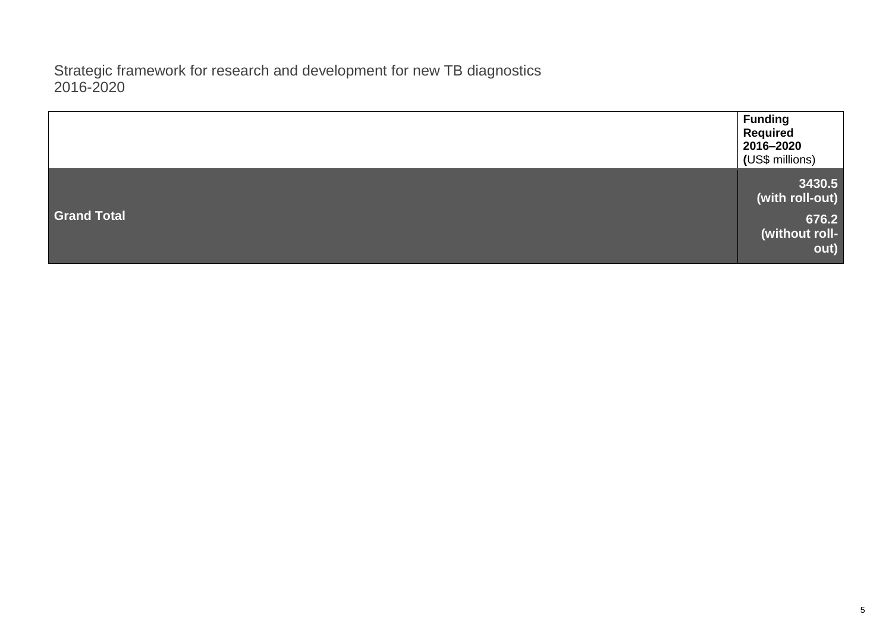Strategic framework for research and development for new TB diagnostics 2016-2020

| | **Funding Required 2016–2020 (**US$ millions) |
|---|---|
| **Grand Total** | **3430.5 (with roll-out)** **676.2 (without roll-out)** |